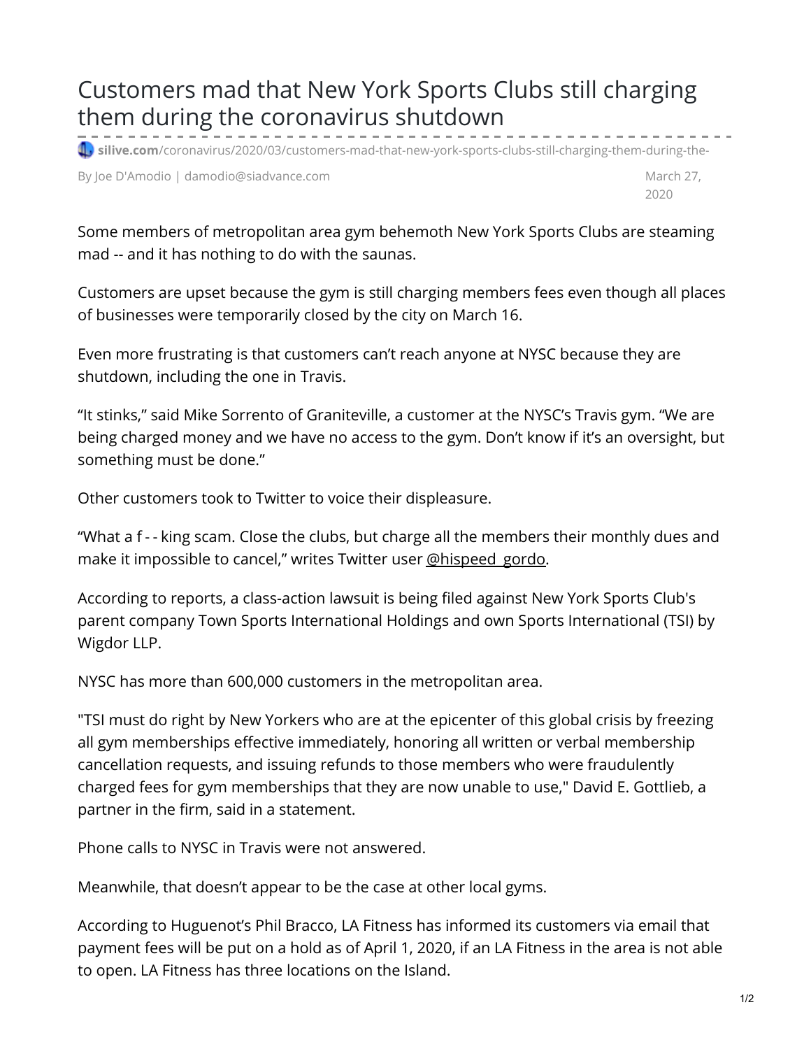# Customers mad that New York Sports Clubs still charging them during the coronavirus shutdown

**silive.com**/coronavirus/2020/03/customers-mad-that-new-york-sports-clubs-still-charging-them-during-the-

By Joe D'Amodio | damodio@siadvance.com

March 27, 2020

Some members of metropolitan area gym behemoth New York Sports Clubs are steaming mad -- and it has nothing to do with the saunas.

Customers are upset because the gym is still charging members fees even though all places of businesses were temporarily closed by the city on March 16.

Even more frustrating is that customers can't reach anyone at NYSC because they are shutdown, including the one in Travis.

"It stinks," said Mike Sorrento of Graniteville, a customer at the NYSC's Travis gym. "We are being charged money and we have no access to the gym. Don't know if it's an oversight, but something must be done."

Other customers took to Twitter to voice their displeasure.

"What a f - - king scam. Close the clubs, but charge all the members their monthly dues and make it impossible to cancel," writes Twitter user @hispeed_gordo.

According to reports, a class-action lawsuit is being filed against New York Sports Club's parent company Town Sports International Holdings and own Sports International (TSI) by Wigdor LLP.

NYSC has more than 600,000 customers in the metropolitan area.

"TSI must do right by New Yorkers who are at the epicenter of this global crisis by freezing all gym memberships effective immediately, honoring all written or verbal membership cancellation requests, and issuing refunds to those members who were fraudulently charged fees for gym memberships that they are now unable to use," David E. Gottlieb, a partner in the firm, said in a statement.

Phone calls to NYSC in Travis were not answered.

Meanwhile, that doesn't appear to be the case at other local gyms.

According to Huguenot's Phil Bracco, LA Fitness has informed its customers via email that payment fees will be put on a hold as of April 1, 2020, if an LA Fitness in the area is not able to open. LA Fitness has three locations on the Island.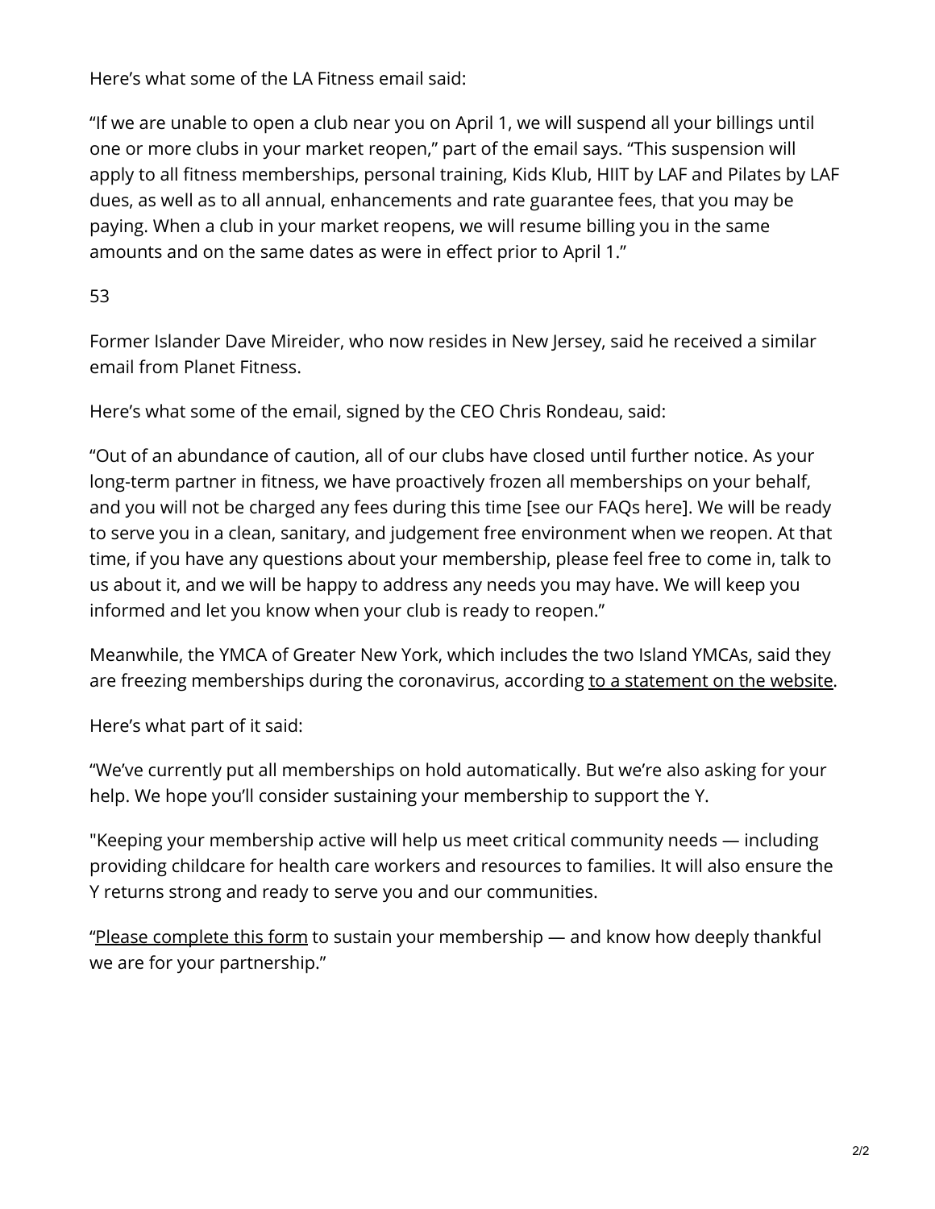Here’s what some of the LA Fitness email said:

“If we are unable to open a club near you on April 1, we will suspend all your billings until one or more clubs in your market reopen,” part of the email says. “This suspension will apply to all fitness memberships, personal training, Kids Klub, HIIT by LAF and Pilates by LAF dues, as well as to all annual, enhancements and rate guarantee fees, that you may be paying. When a club in your market reopens, we will resume billing you in the same amounts and on the same dates as were in effect prior to April 1.”

53

Former Islander Dave Mireider, who now resides in New Jersey, said he received a similar email from Planet Fitness.

Here’s what some of the email, signed by the CEO Chris Rondeau, said:

“Out of an abundance of caution, all of our clubs have closed until further notice. As your long-term partner in fitness, we have proactively frozen all memberships on your behalf, and you will not be charged any fees during this time [see our FAQs here]. We will be ready to serve you in a clean, sanitary, and judgement free environment when we reopen. At that time, if you have any questions about your membership, please feel free to come in, talk to us about it, and we will be happy to address any needs you may have. We will keep you informed and let you know when your club is ready to reopen.”

Meanwhile, the YMCA of Greater New York, which includes the two Island YMCAs, said they are freezing memberships during the coronavirus, according to a statement on the website.

Here’s what part of it said:

“We’ve currently put all memberships on hold automatically. But we’re also asking for your help. We hope you’ll consider sustaining your membership to support the Y.

"Keeping your membership active will help us meet critical community needs — including providing childcare for health care workers and resources to families. It will also ensure the Y returns strong and ready to serve you and our communities.

“Please complete this form to sustain your membership — and know how deeply thankful we are for your partnership.”